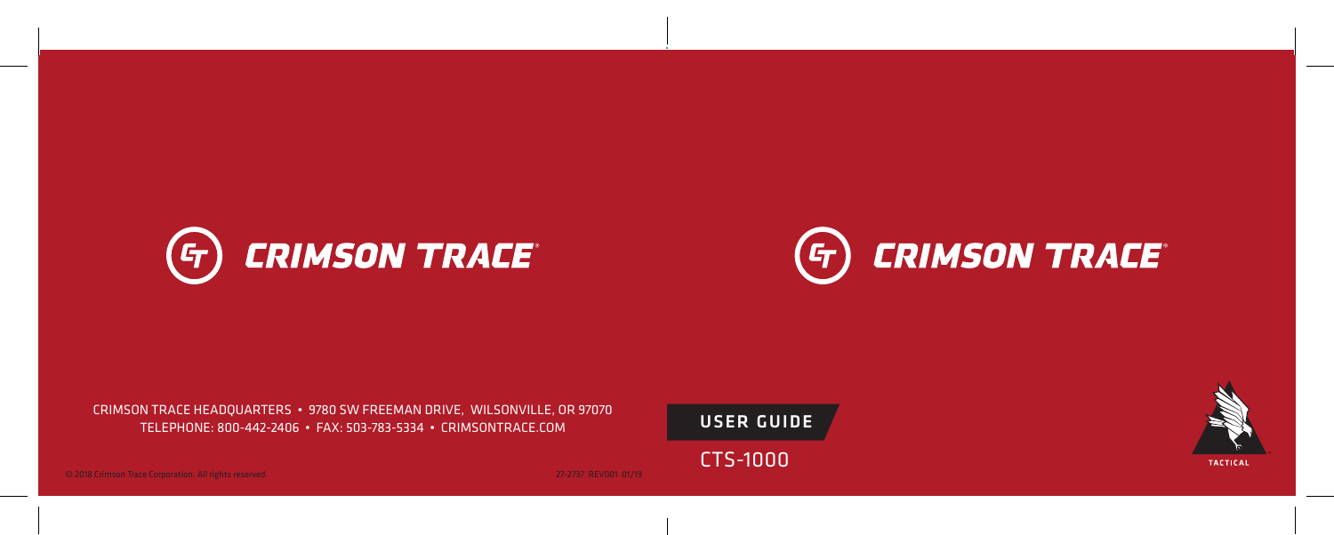# CRIMSON TRACE®

CRIMSON TRACE HEADQUARTERS • 9780 SW FREEMAN DRIVE, WILSONVILLE, OR 97070
TELEPHONE: 800-442-2406 • FAX: 503-783-5334 • CRIMSONTRACE.COM

© 2018 Crimson Trace Corporation. All rights reserved.

27-2737 REV001 01/19

# CRIMSON TRACE®

## USER GUIDE

CTS-1000

TACTICAL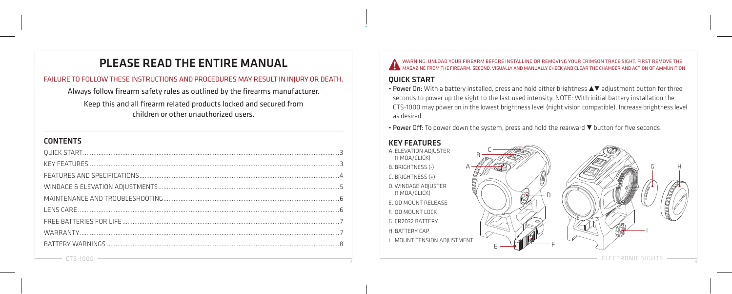# PLEASE READ THE ENTIRE MANUAL

FAILURE TO FOLLOW THESE INSTRUCTIONS AND PROCEDURES MAY RESULT IN INJURY OR DEATH.

Always follow firearm safety rules as outlined by the firearms manufacturer.

Keep this and all firearm related products locked and secured from children or other unauthorized users.

## CONTENTS

| | |
|---|---|
| QUICK START | 3 |
| KEY FEATURES | 3 |
| FEATURES AND SPECIFICATIONS | 4 |
| WINDAGE & ELEVATION ADJUSTMENTS | 5 |
| MAINTENANCE AND TROUBLESHOOTING | 6 |
| LENS CARE | 6 |
| FREE BATTERIES FOR LIFE | 7 |
| WARRANTY | 7 |
| BATTERY WARNINGS | 8 |

WARNING: UNLOAD YOUR FIREARM BEFORE INSTALLING OR REMOVING YOUR CRIMSON TRACE SIGHT. FIRST REMOVE THE MAGAZINE FROM THE FIREARM. SECOND, VISUALLY AND MANUALLY CHECK AND CLEAR THE CHAMBER AND ACTION OF AMMUNITION.

## QUICK START

- Power On: With a battery installed, press and hold either brightness ▲▼ adjustment button for three seconds to power up the sight to the last used intensity. NOTE: With initial battery installation the CTS-1000 may power on in the lowest brightness level (night vision compatible). Increase brightness level as desired.
- Power Off: To power down the system, press and hold the rearward ▼ button for five seconds.

## KEY FEATURES

A. ELEVATION ADJUSTER (1 MOA/CLICK)
B. BRIGHTNESS (-)
C. BRIGHTNESS (+)
D. WINDAGE ADJUSTER (1 MOA/CLICK)
E. QD MOUNT RELEASE
F. QD MOUNT LOCK
G. CR2032 BATTERY
H. BATTERY CAP
I. MOUNT TENSION ADJUSTMENT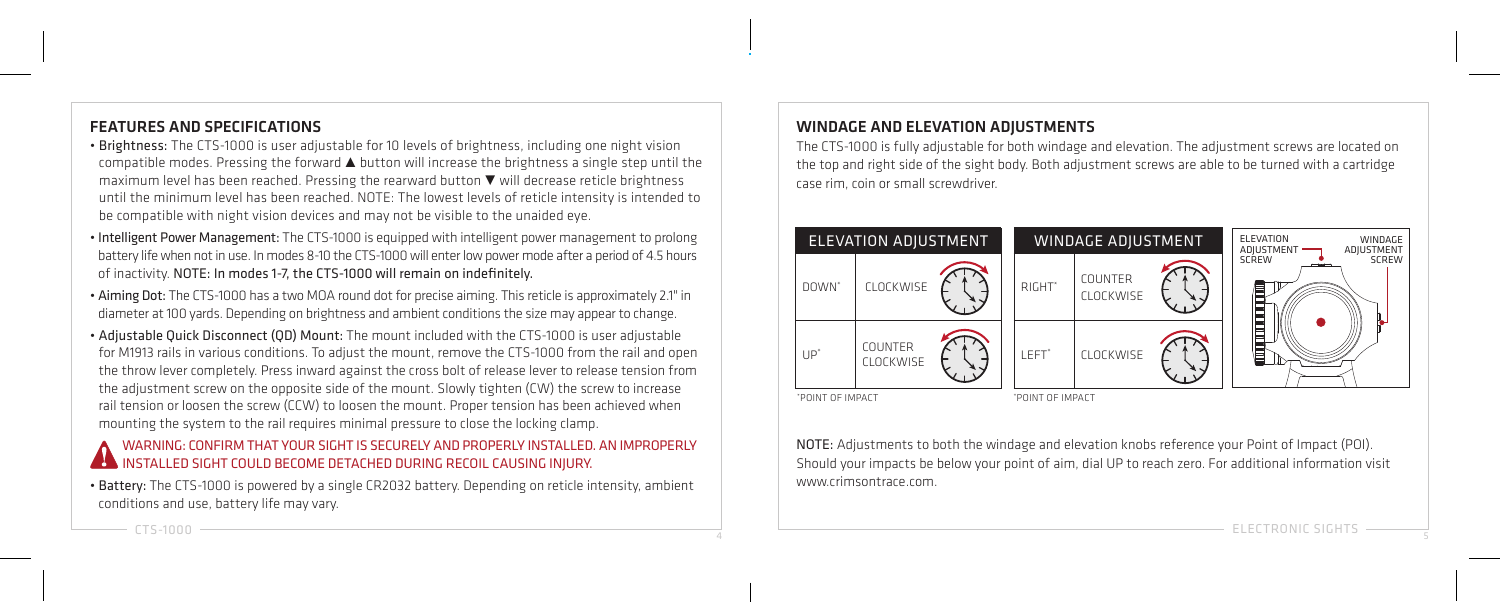## FEATURES AND SPECIFICATIONS

- **Brightness:** The CTS-1000 is user adjustable for 10 levels of brightness, including one night vision compatible modes. Pressing the forward ▲ button will increase the brightness a single step until the maximum level has been reached. Pressing the rearward button ▼ will decrease reticle brightness until the minimum level has been reached. NOTE: The lowest levels of reticle intensity is intended to be compatible with night vision devices and may not be visible to the unaided eye.
- **Intelligent Power Management:** The CTS-1000 is equipped with intelligent power management to prolong battery life when not in use. In modes 8-10 the CTS-1000 will enter low power mode after a period of 4.5 hours of inactivity. NOTE: In modes 1-7, the CTS-1000 will remain on indefinitely.
- **Aiming Dot:** The CTS-1000 has a two MOA round dot for precise aiming. This reticle is approximately 2.1" in diameter at 100 yards. Depending on brightness and ambient conditions the size may appear to change.
- **Adjustable Quick Disconnect (QD) Mount:** The mount included with the CTS-1000 is user adjustable for M1913 rails in various conditions. To adjust the mount, remove the CTS-1000 from the rail and open the throw lever completely. Press inward against the cross bolt of release lever to release tension from the adjustment screw on the opposite side of the mount. Slowly tighten (CW) the screw to increase rail tension or loosen the screw (CCW) to loosen the mount. Proper tension has been achieved when mounting the system to the rail requires minimal pressure to close the locking clamp.

**WARNING: CONFIRM THAT YOUR SIGHT IS SECURELY AND PROPERLY INSTALLED. AN IMPROPERLY INSTALLED SIGHT COULD BECOME DETACHED DURING RECOIL CAUSING INJURY.**

- **Battery:** The CTS-1000 is powered by a single CR2032 battery. Depending on reticle intensity, ambient conditions and use, battery life may vary.

## WINDAGE AND ELEVATION ADJUSTMENTS

The CTS-1000 is fully adjustable for both windage and elevation. The adjustment screws are located on the top and right side of the sight body. Both adjustment screws are able to be turned with a cartridge case rim, coin or small screwdriver.

| ELEVATION ADJUSTMENT | |
|---|---|
| DOWN* | CLOCKWISE |
| UP* | COUNTER CLOCKWISE |

*POINT OF IMPACT

| WINDAGE ADJUSTMENT | |
|---|---|
| RIGHT* | COUNTER CLOCKWISE |
| LEFT* | CLOCKWISE |

*POINT OF IMPACT

ELEVATION ADJUSTMENT SCREW — WINDAGE ADJUSTMENT SCREW

NOTE: Adjustments to both the windage and elevation knobs reference your Point of Impact (POI). Should your impacts be below your point of aim, dial UP to reach zero. For additional information visit www.crimsontrace.com.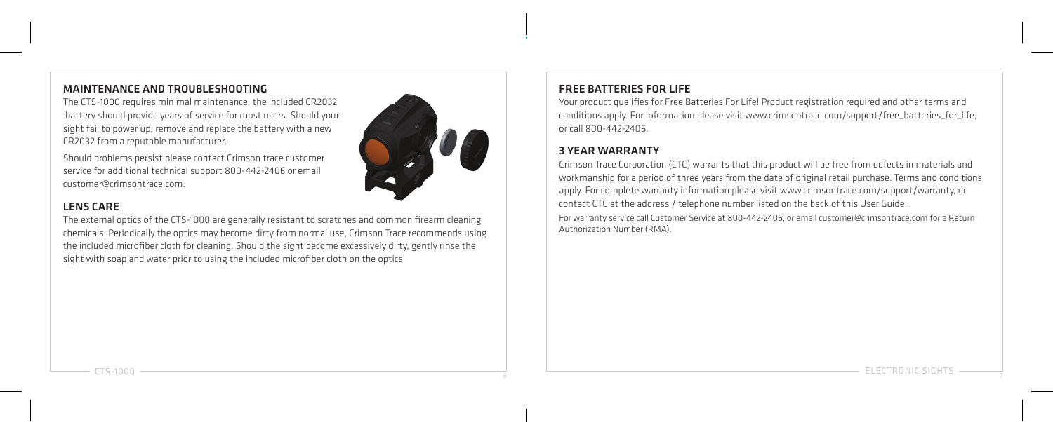## MAINTENANCE AND TROUBLESHOOTING

The CTS-1000 requires minimal maintenance, the included CR2032 battery should provide years of service for most users. Should your sight fail to power up, remove and replace the battery with a new CR2032 from a reputable manufacturer.

Should problems persist please contact Crimson trace customer service for additional technical support 800-442-2406 or email customer@crimsontrace.com.

## LENS CARE

The external optics of the CTS-1000 are generally resistant to scratches and common firearm cleaning chemicals. Periodically the optics may become dirty from normal use, Crimson Trace recommends using the included microfiber cloth for cleaning. Should the sight become excessively dirty, gently rinse the sight with soap and water prior to using the included microfiber cloth on the optics.

## FREE BATTERIES FOR LIFE

Your product qualifies for Free Batteries For Life! Product registration required and other terms and conditions apply. For information please visit www.crimsontrace.com/support/free_batteries_for_life, or call 800-442-2406.

## 3 YEAR WARRANTY

Crimson Trace Corporation (CTC) warrants that this product will be free from defects in materials and workmanship for a period of three years from the date of original retail purchase. Terms and conditions apply. For complete warranty information please visit www.crimsontrace.com/support/warranty, or contact CTC at the address / telephone number listed on the back of this User Guide.

For warranty service call Customer Service at 800-442-2406, or email customer@crimsontrace.com for a Return Authorization Number (RMA).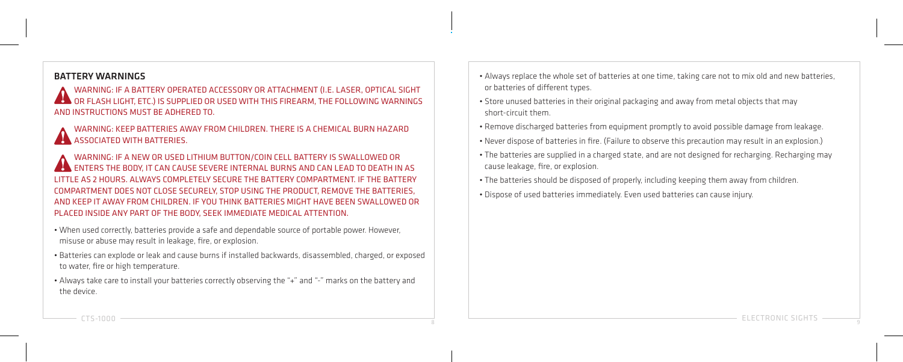## BATTERY WARNINGS

WARNING: IF A BATTERY OPERATED ACCESSORY OR ATTACHMENT (I.E. LASER, OPTICAL SIGHT OR FLASH LIGHT, ETC.) IS SUPPLIED OR USED WITH THIS FIREARM, THE FOLLOWING WARNINGS AND INSTRUCTIONS MUST BE ADHERED TO.

WARNING: KEEP BATTERIES AWAY FROM CHILDREN. THERE IS A CHEMICAL BURN HAZARD ASSOCIATED WITH BATTERIES.

WARNING: IF A NEW OR USED LITHIUM BUTTON/COIN CELL BATTERY IS SWALLOWED OR ENTERS THE BODY, IT CAN CAUSE SEVERE INTERNAL BURNS AND CAN LEAD TO DEATH IN AS LITTLE AS 2 HOURS. ALWAYS COMPLETELY SECURE THE BATTERY COMPARTMENT. IF THE BATTERY COMPARTMENT DOES NOT CLOSE SECURELY, STOP USING THE PRODUCT, REMOVE THE BATTERIES, AND KEEP IT AWAY FROM CHILDREN. IF YOU THINK BATTERIES MIGHT HAVE BEEN SWALLOWED OR PLACED INSIDE ANY PART OF THE BODY, SEEK IMMEDIATE MEDICAL ATTENTION.

- When used correctly, batteries provide a safe and dependable source of portable power. However, misuse or abuse may result in leakage, fire, or explosion.
- Batteries can explode or leak and cause burns if installed backwards, disassembled, charged, or exposed to water, fire or high temperature.
- Always take care to install your batteries correctly observing the "+" and "-" marks on the battery and the device.
- Always replace the whole set of batteries at one time, taking care not to mix old and new batteries, or batteries of different types.
- Store unused batteries in their original packaging and away from metal objects that may short-circuit them.
- Remove discharged batteries from equipment promptly to avoid possible damage from leakage.
- Never dispose of batteries in fire. (Failure to observe this precaution may result in an explosion.)
- The batteries are supplied in a charged state, and are not designed for recharging. Recharging may cause leakage, fire, or explosion.
- The batteries should be disposed of properly, including keeping them away from children.
- Dispose of used batteries immediately. Even used batteries can cause injury.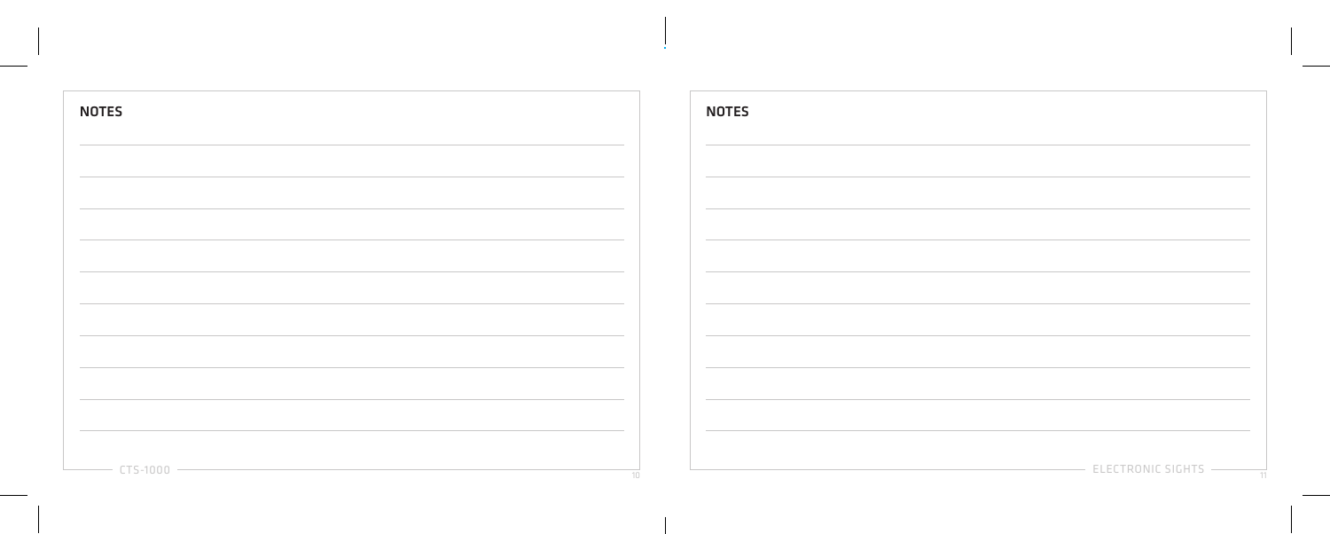## NOTES

## NOTES